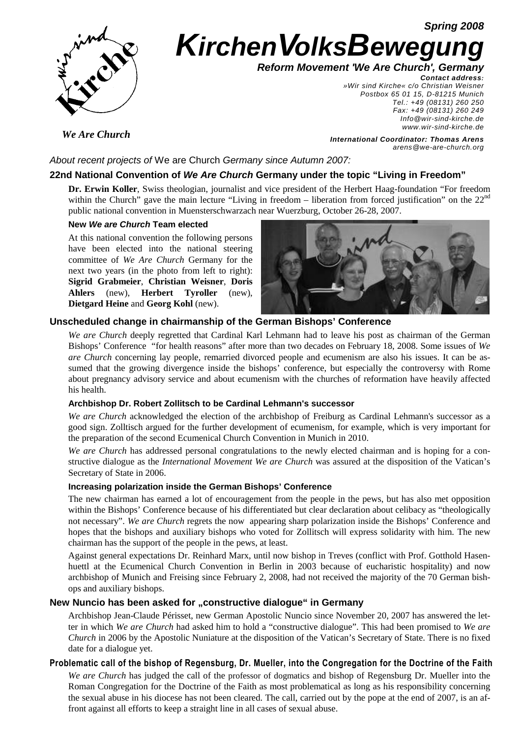Spring 2008

# KirchenVolksBewegung

**Reform Movement 'We Are Church', Germany**

*We Are Church*

***Contact address:***
*»Wir sind Kirche« c/o Christian Weisner*
*Postbox 65 01 15, D-81215 Munich*
*Tel.: +49 (08131) 260 250*
*Fax: +49 (08131) 260 249*
*Info@wir-sind-kirche.de*
*www.wir-sind-kirche.de*

***International Coordinator: Thomas Arens***
*arens@we-are-church.org*

*About recent projects of* We are Church *Germany since Autumn 2007:*

## 22nd National Convention of *We Are Church* Germany under the topic "Living in Freedom"

**Dr. Erwin Koller**, Swiss theologian, journalist and vice president of the Herbert Haag-foundation "For freedom within the Church" gave the main lecture "Living in freedom – liberation from forced justification" on the 22nd public national convention in Muensterschwarzach near Wuerzburg, October 26-28, 2007.

### New *We are Church* Team elected

At this national convention the following persons have been elected into the national steering committee of *We Are Church* Germany for the next two years (in the photo from left to right): **Sigrid Grabmeier**, **Christian Weisner**, **Doris Ahlers** (new), **Herbert Tyroller** (new), **Dietgard Heine** and **Georg Kohl** (new).

## Unscheduled change in chairmanship of the German Bishops' Conference

*We are Church* deeply regretted that Cardinal Karl Lehmann had to leave his post as chairman of the German Bishops' Conference "for health reasons" after more than two decades on February 18, 2008. Some issues of *We are Church* concerning lay people, remarried divorced people and ecumenism are also his issues. It can be assumed that the growing divergence inside the bishops' conference, but especially the controversy with Rome about pregnancy advisory service and about ecumenism with the churches of reformation have heavily affected his health.

### Archbishop Dr. Robert Zollitsch to be Cardinal Lehmann's successor

*We are Church* acknowledged the election of the archbishop of Freiburg as Cardinal Lehmann's successor as a good sign. Zolltisch argued for the further development of ecumenism, for example, which is very important for the preparation of the second Ecumenical Church Convention in Munich in 2010.

*We are Church* has addressed personal congratulations to the newly elected chairman and is hoping for a constructive dialogue as the *International Movement We are Church* was assured at the disposition of the Vatican's Secretary of State in 2006.

### Increasing polarization inside the German Bishops' Conference

The new chairman has earned a lot of encouragement from the people in the pews, but has also met opposition within the Bishops' Conference because of his differentiated but clear declaration about celibacy as "theologically not necessary". *We are Church* regrets the now appearing sharp polarization inside the Bishops' Conference and hopes that the bishops and auxiliary bishops who voted for Zollitsch will express solidarity with him. The new chairman has the support of the people in the pews, at least.

Against general expectations Dr. Reinhard Marx, until now bishop in Treves (conflict with Prof. Gotthold Hasenhuettl at the Ecumenical Church Convention in Berlin in 2003 because of eucharistic hospitality) and now archbishop of Munich and Freising since February 2, 2008, had not received the majority of the 70 German bishops and auxiliary bishops.

## New Nuncio has been asked for „constructive dialogue" in Germany

Archbishop Jean-Claude Périsset, new German Apostolic Nuncio since November 20, 2007 has answered the letter in which *We are Church* had asked him to hold a "constructive dialogue". This had been promised to *We are Church* in 2006 by the Apostolic Nuniature at the disposition of the Vatican's Secretary of State. There is no fixed date for a dialogue yet.

## Problematic call of the bishop of Regensburg, Dr. Mueller, into the Congregation for the Doctrine of the Faith

*We are Church* has judged the call of the professor of dogmatics and bishop of Regensburg Dr. Mueller into the Roman Congregation for the Doctrine of the Faith as most problematical as long as his responsibility concerning the sexual abuse in his diocese has not been cleared. The call, carried out by the pope at the end of 2007, is an affront against all efforts to keep a straight line in all cases of sexual abuse.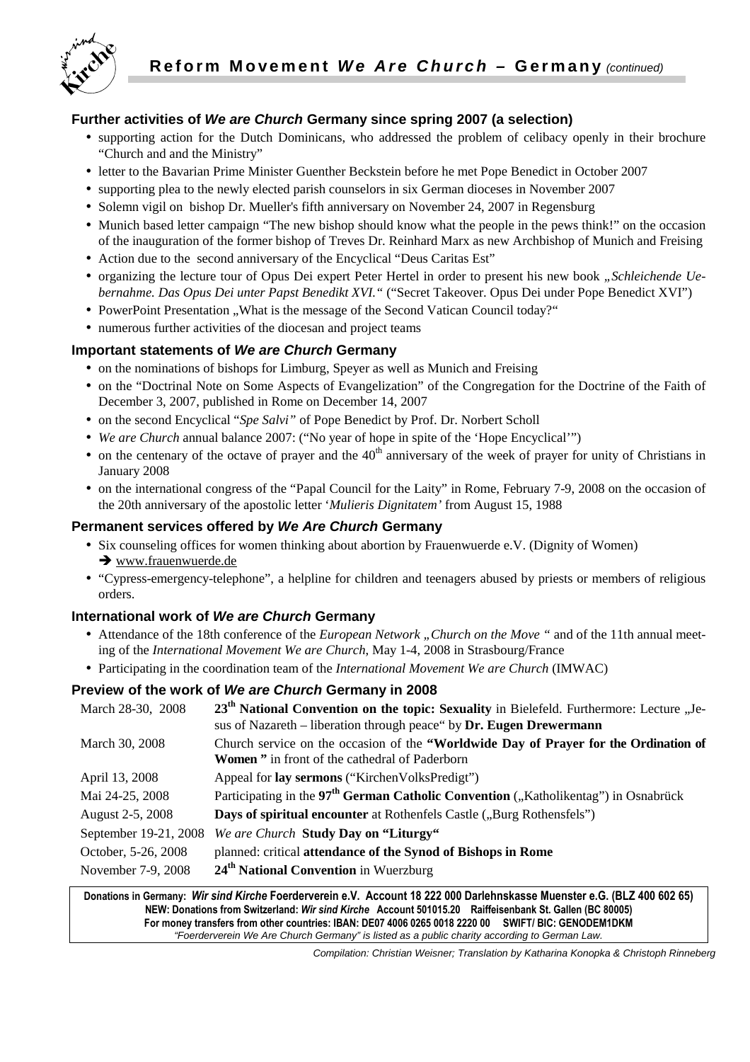# Reform Movement *We Are Church* – Germany *(continued)*

### Further activities of *We are Church* Germany since spring 2007 (a selection)

- supporting action for the Dutch Dominicans, who addressed the problem of celibacy openly in their brochure "Church and and the Ministry"
- letter to the Bavarian Prime Minister Guenther Beckstein before he met Pope Benedict in October 2007
- supporting plea to the newly elected parish counselors in six German dioceses in November 2007
- Solemn vigil on bishop Dr. Mueller's fifth anniversary on November 24, 2007 in Regensburg
- Munich based letter campaign "The new bishop should know what the people in the pews think!" on the occasion of the inauguration of the former bishop of Treves Dr. Reinhard Marx as new Archbishop of Munich and Freising
- Action due to the second anniversary of the Encyclical "Deus Caritas Est"
- organizing the lecture tour of Opus Dei expert Peter Hertel in order to present his new book „*Schleichende Uebernahme. Das Opus Dei unter Papst Benedikt XVI."* ("Secret Takeover. Opus Dei under Pope Benedict XVI")
- PowerPoint Presentation „What is the message of the Second Vatican Council today?"
- numerous further activities of the diocesan and project teams

### Important statements of *We are Church* Germany

- on the nominations of bishops for Limburg, Speyer as well as Munich and Freising
- on the "Doctrinal Note on Some Aspects of Evangelization" of the Congregation for the Doctrine of the Faith of December 3, 2007, published in Rome on December 14, 2007
- on the second Encyclical "*Spe Salvi"* of Pope Benedict by Prof. Dr. Norbert Scholl
- *We are Church* annual balance 2007: ("No year of hope in spite of the 'Hope Encyclical'")
- on the centenary of the octave of prayer and the 40th anniversary of the week of prayer for unity of Christians in January 2008
- on the international congress of the "Papal Council for the Laity" in Rome, February 7-9, 2008 on the occasion of the 20th anniversary of the apostolic letter '*Mulieris Dignitatem'* from August 15, 1988

### Permanent services offered by *We Are Church* Germany

- Six counseling offices for women thinking about abortion by Frauenwuerde e.V. (Dignity of Women) ➔ www.frauenwuerde.de
- "Cypress-emergency-telephone", a helpline for children and teenagers abused by priests or members of religious orders.

### International work of *We are Church* Germany

- Attendance of the 18th conference of the *European Network „Church on the Move "* and of the 11th annual meeting of the *International Movement We are Church*, May 1-4, 2008 in Strasbourg/France
- Participating in the coordination team of the *International Movement We are Church* (IMWAC)

### Preview of the work of *We are Church* Germany in 2008

| | |
|---|---|
| March 28-30, 2008 | **23th National Convention on the topic: Sexuality** in Bielefeld. Furthermore: Lecture „Jesus of Nazareth – liberation through peace" by **Dr. Eugen Drewermann** |
| March 30, 2008 | Church service on the occasion of the **"Worldwide Day of Prayer for the Ordination of Women "** in front of the cathedral of Paderborn |
| April 13, 2008 | Appeal for **lay sermons** ("KirchenVolksPredigt") |
| Mai 24-25, 2008 | Participating in the **97th German Catholic Convention** („Katholikentag") in Osnabrück |
| August 2-5, 2008 | **Days of spiritual encounter** at Rothenfels Castle („Burg Rothensfels") |
| September 19-21, 2008 | *We are Church* **Study Day on "Liturgy"** |
| October, 5-26, 2008 | planned: critical **attendance of the Synod of Bishops in Rome** |
| November 7-9, 2008 | **24th National Convention** in Wuerzburg |

**Donations in Germany: *Wir sind Kirche* Foerderverein e.V. Account 18 222 000 Darlehnskasse Muenster e.G. (BLZ 400 602 65)**
**NEW: Donations from Switzerland: *Wir sind Kirche* Account 501015.20 Raiffeisenbank St. Gallen (BC 80005)**
**For money transfers from other countries: IBAN: DE07 4006 0265 0018 2220 00 SWIFT/ BIC: GENODEM1DKM**
*"Foerderverein We Are Church Germany" is listed as a public charity according to German Law.*

*Compilation: Christian Weisner; Translation by Katharina Konopka & Christoph Rinneberg*